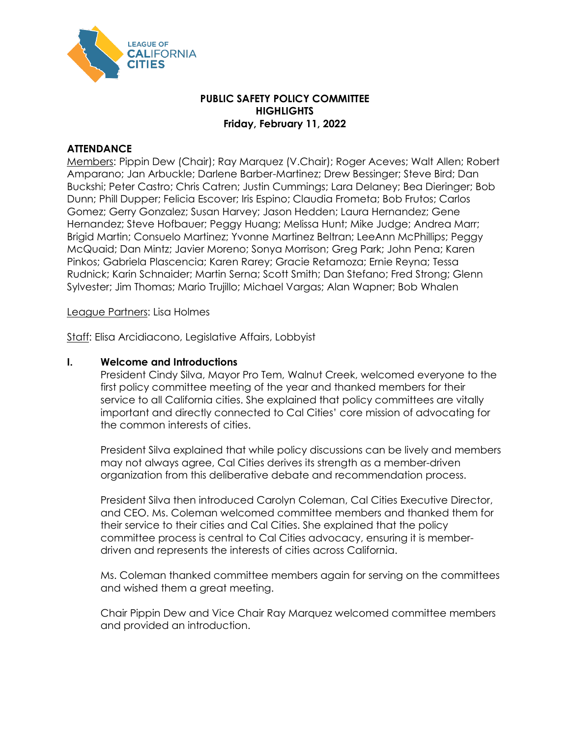# PUBLIC SAFETY POLICY COMMITTEE
## HIGHLIGHTS
### Friday, February 11, 2022

**ATTENDANCE**

Members: Pippin Dew (Chair); Ray Marquez (V.Chair); Roger Aceves; Walt Allen; Robert Amparano; Jan Arbuckle; Darlene Barber-Martinez; Drew Bessinger; Steve Bird; Dan Buckshi; Peter Castro; Chris Catren; Justin Cummings; Lara Delaney; Bea Dieringer; Bob Dunn; Phill Dupper; Felicia Escover; Iris Espino; Claudia Frometa; Bob Frutos; Carlos Gomez; Gerry Gonzalez; Susan Harvey; Jason Hedden; Laura Hernandez; Gene Hernandez; Steve Hofbauer; Peggy Huang; Melissa Hunt; Mike Judge; Andrea Marr; Brigid Martin; Consuelo Martinez; Yvonne Martinez Beltran; LeeAnn McPhillips; Peggy McQuaid; Dan Mintz; Javier Moreno; Sonya Morrison; Greg Park; John Pena; Karen Pinkos; Gabriela Plascencia; Karen Rarey; Gracie Retamoza; Ernie Reyna; Tessa Rudnick; Karin Schnaider; Martin Serna; Scott Smith; Dan Stefano; Fred Strong; Glenn Sylvester; Jim Thomas; Mario Trujillo; Michael Vargas; Alan Wapner; Bob Whalen

League Partners: Lisa Holmes

Staff: Elisa Arcidiacono, Legislative Affairs, Lobbyist

**I. Welcome and Introductions**

President Cindy Silva, Mayor Pro Tem, Walnut Creek, welcomed everyone to the first policy committee meeting of the year and thanked members for their service to all California cities. She explained that policy committees are vitally important and directly connected to Cal Cities' core mission of advocating for the common interests of cities.

President Silva explained that while policy discussions can be lively and members may not always agree, Cal Cities derives its strength as a member-driven organization from this deliberative debate and recommendation process.

President Silva then introduced Carolyn Coleman, Cal Cities Executive Director, and CEO. Ms. Coleman welcomed committee members and thanked them for their service to their cities and Cal Cities. She explained that the policy committee process is central to Cal Cities advocacy, ensuring it is member-driven and represents the interests of cities across California.

Ms. Coleman thanked committee members again for serving on the committees and wished them a great meeting.

Chair Pippin Dew and Vice Chair Ray Marquez welcomed committee members and provided an introduction.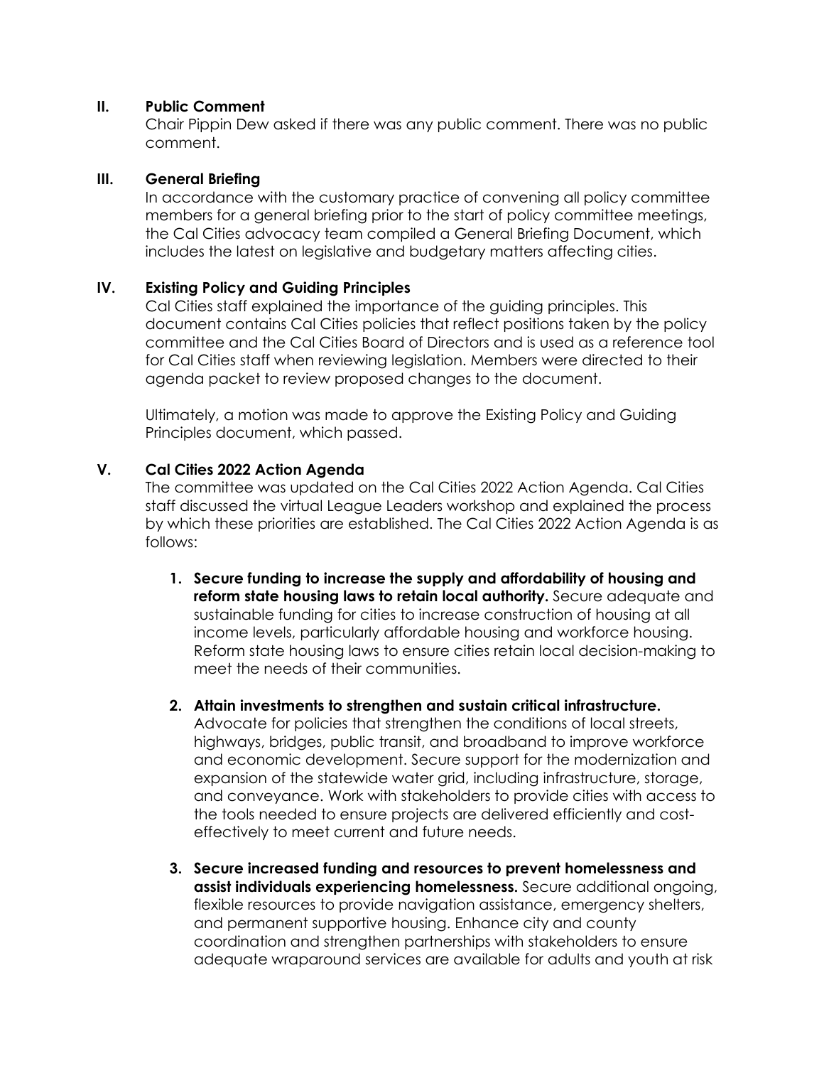## II. Public Comment

Chair Pippin Dew asked if there was any public comment. There was no public comment.

## III. General Briefing

In accordance with the customary practice of convening all policy committee members for a general briefing prior to the start of policy committee meetings, the Cal Cities advocacy team compiled a General Briefing Document, which includes the latest on legislative and budgetary matters affecting cities.

## IV. Existing Policy and Guiding Principles

Cal Cities staff explained the importance of the guiding principles. This document contains Cal Cities policies that reflect positions taken by the policy committee and the Cal Cities Board of Directors and is used as a reference tool for Cal Cities staff when reviewing legislation. Members were directed to their agenda packet to review proposed changes to the document.

Ultimately, a motion was made to approve the Existing Policy and Guiding Principles document, which passed.

## V. Cal Cities 2022 Action Agenda

The committee was updated on the Cal Cities 2022 Action Agenda. Cal Cities staff discussed the virtual League Leaders workshop and explained the process by which these priorities are established. The Cal Cities 2022 Action Agenda is as follows:

1. **Secure funding to increase the supply and affordability of housing and reform state housing laws to retain local authority.** Secure adequate and sustainable funding for cities to increase construction of housing at all income levels, particularly affordable housing and workforce housing. Reform state housing laws to ensure cities retain local decision-making to meet the needs of their communities.

2. **Attain investments to strengthen and sustain critical infrastructure.** Advocate for policies that strengthen the conditions of local streets, highways, bridges, public transit, and broadband to improve workforce and economic development. Secure support for the modernization and expansion of the statewide water grid, including infrastructure, storage, and conveyance. Work with stakeholders to provide cities with access to the tools needed to ensure projects are delivered efficiently and cost-effectively to meet current and future needs.

3. **Secure increased funding and resources to prevent homelessness and assist individuals experiencing homelessness.** Secure additional ongoing, flexible resources to provide navigation assistance, emergency shelters, and permanent supportive housing. Enhance city and county coordination and strengthen partnerships with stakeholders to ensure adequate wraparound services are available for adults and youth at risk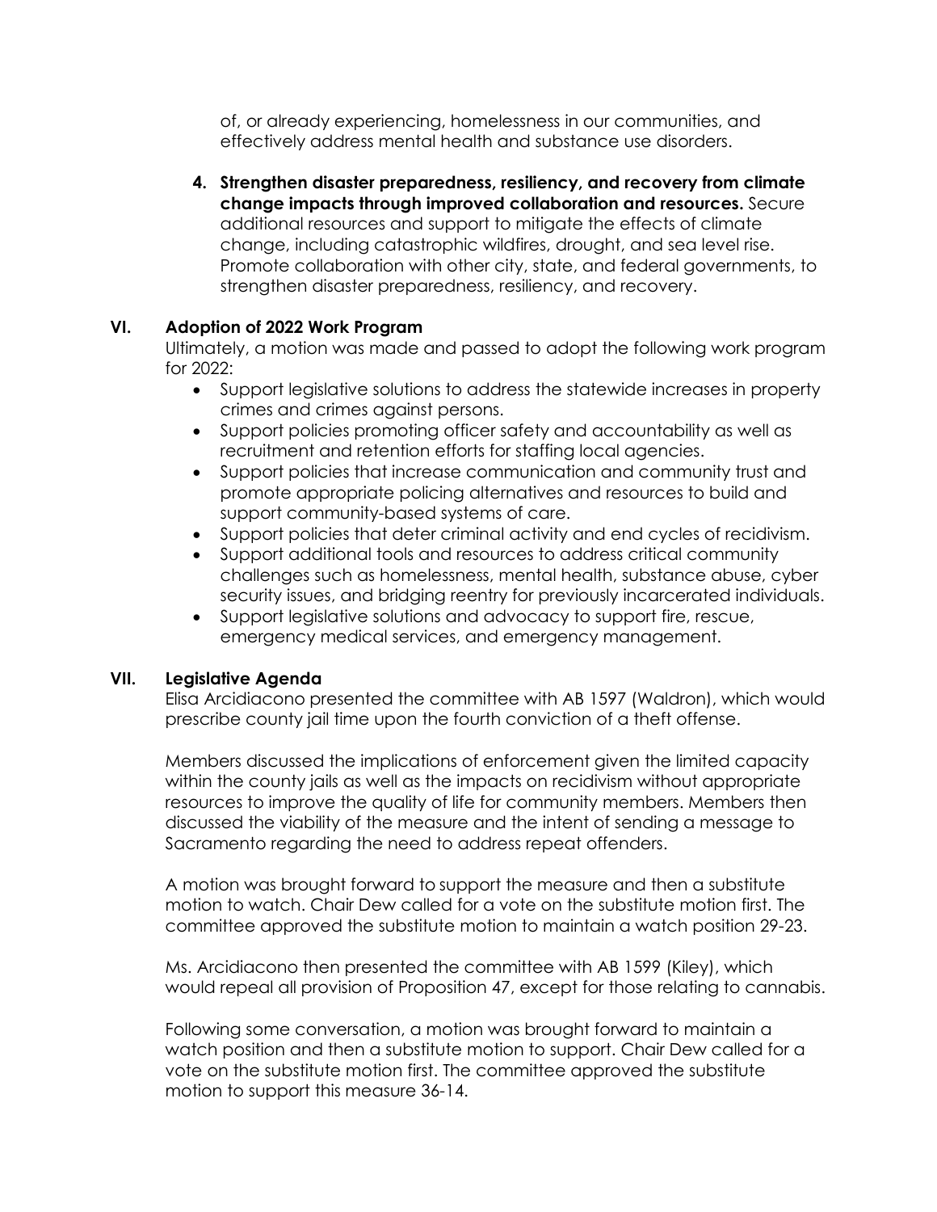of, or already experiencing, homelessness in our communities, and effectively address mental health and substance use disorders.

4. **Strengthen disaster preparedness, resiliency, and recovery from climate change impacts through improved collaboration and resources.** Secure additional resources and support to mitigate the effects of climate change, including catastrophic wildfires, drought, and sea level rise. Promote collaboration with other city, state, and federal governments, to strengthen disaster preparedness, resiliency, and recovery.

## VI. Adoption of 2022 Work Program

Ultimately, a motion was made and passed to adopt the following work program for 2022:

- Support legislative solutions to address the statewide increases in property crimes and crimes against persons.
- Support policies promoting officer safety and accountability as well as recruitment and retention efforts for staffing local agencies.
- Support policies that increase communication and community trust and promote appropriate policing alternatives and resources to build and support community-based systems of care.
- Support policies that deter criminal activity and end cycles of recidivism.
- Support additional tools and resources to address critical community challenges such as homelessness, mental health, substance abuse, cyber security issues, and bridging reentry for previously incarcerated individuals.
- Support legislative solutions and advocacy to support fire, rescue, emergency medical services, and emergency management.

## VII. Legislative Agenda

Elisa Arcidiacono presented the committee with AB 1597 (Waldron), which would prescribe county jail time upon the fourth conviction of a theft offense.

Members discussed the implications of enforcement given the limited capacity within the county jails as well as the impacts on recidivism without appropriate resources to improve the quality of life for community members. Members then discussed the viability of the measure and the intent of sending a message to Sacramento regarding the need to address repeat offenders.

A motion was brought forward to support the measure and then a substitute motion to watch. Chair Dew called for a vote on the substitute motion first. The committee approved the substitute motion to maintain a watch position 29-23.

Ms. Arcidiacono then presented the committee with AB 1599 (Kiley), which would repeal all provision of Proposition 47, except for those relating to cannabis.

Following some conversation, a motion was brought forward to maintain a watch position and then a substitute motion to support. Chair Dew called for a vote on the substitute motion first. The committee approved the substitute motion to support this measure 36-14.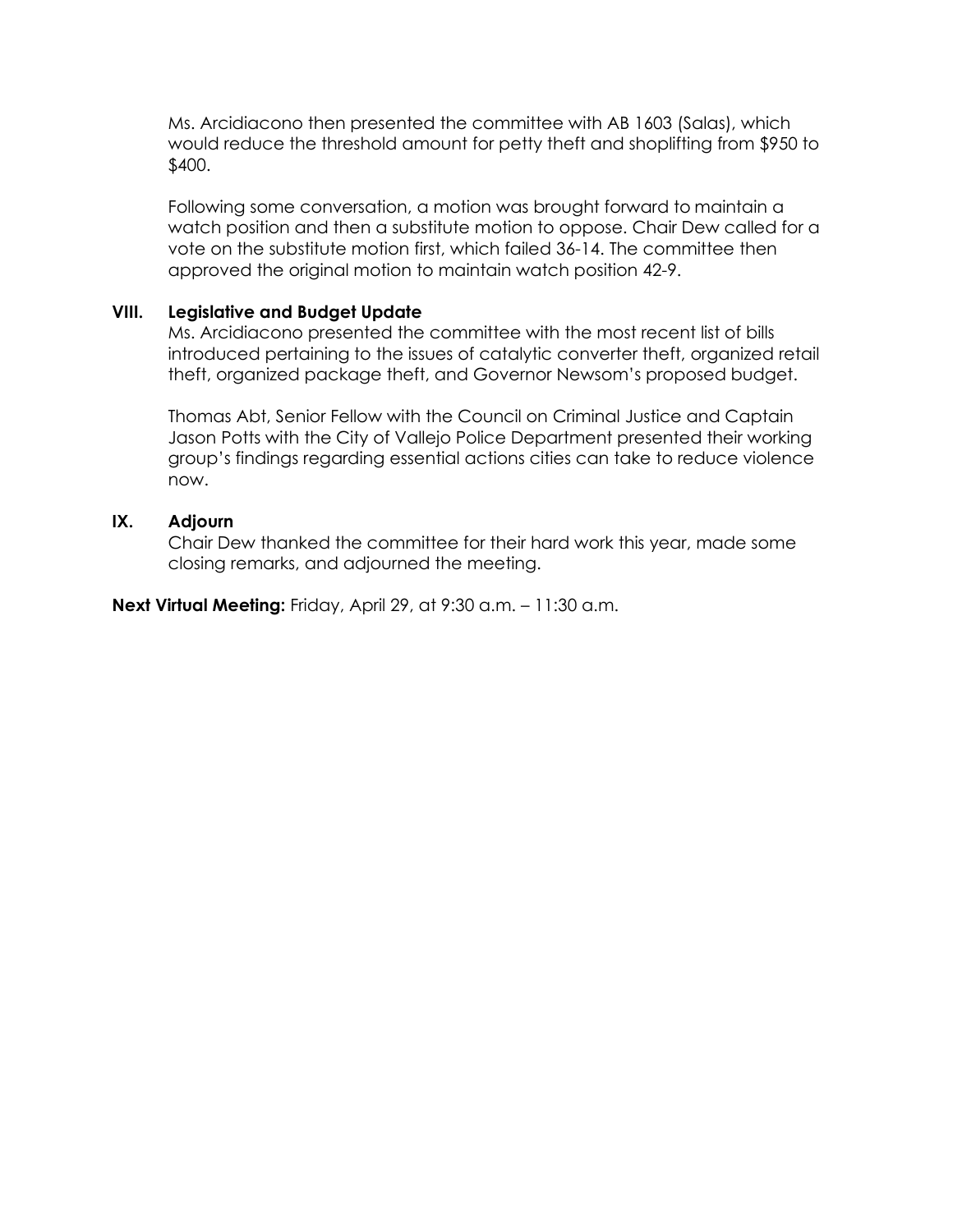Ms. Arcidiacono then presented the committee with AB 1603 (Salas), which would reduce the threshold amount for petty theft and shoplifting from $950 to $400.

Following some conversation, a motion was brought forward to maintain a watch position and then a substitute motion to oppose. Chair Dew called for a vote on the substitute motion first, which failed 36-14. The committee then approved the original motion to maintain watch position 42-9.

## VIII. Legislative and Budget Update

Ms. Arcidiacono presented the committee with the most recent list of bills introduced pertaining to the issues of catalytic converter theft, organized retail theft, organized package theft, and Governor Newsom's proposed budget.

Thomas Abt, Senior Fellow with the Council on Criminal Justice and Captain Jason Potts with the City of Vallejo Police Department presented their working group's findings regarding essential actions cities can take to reduce violence now.

## IX. Adjourn

Chair Dew thanked the committee for their hard work this year, made some closing remarks, and adjourned the meeting.

**Next Virtual Meeting:** Friday, April 29, at 9:30 a.m. – 11:30 a.m.